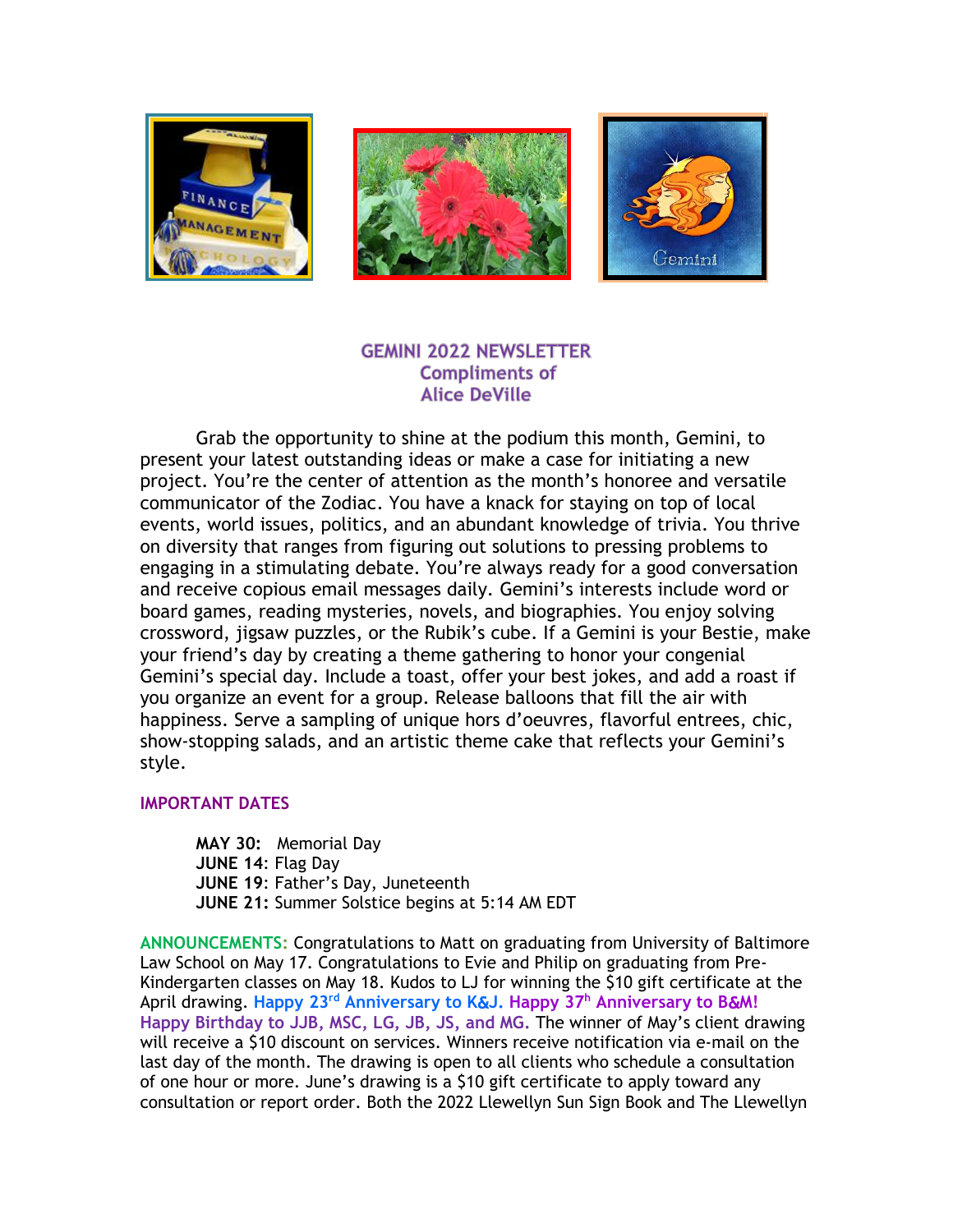# GEMINI 2022 NEWSLETTER
## Compliments of
## Alice DeVille

Grab the opportunity to shine at the podium this month, Gemini, to present your latest outstanding ideas or make a case for initiating a new project. You're the center of attention as the month's honoree and versatile communicator of the Zodiac. You have a knack for staying on top of local events, world issues, politics, and an abundant knowledge of trivia. You thrive on diversity that ranges from figuring out solutions to pressing problems to engaging in a stimulating debate. You're always ready for a good conversation and receive copious email messages daily. Gemini's interests include word or board games, reading mysteries, novels, and biographies. You enjoy solving crossword, jigsaw puzzles, or the Rubik's cube. If a Gemini is your Bestie, make your friend's day by creating a theme gathering to honor your congenial Gemini's special day. Include a toast, offer your best jokes, and add a roast if you organize an event for a group. Release balloons that fill the air with happiness. Serve a sampling of unique hors d'oeuvres, flavorful entrees, chic, show-stopping salads, and an artistic theme cake that reflects your Gemini's style.

### IMPORTANT DATES

**MAY 30:** Memorial Day
**JUNE 14**: Flag Day
**JUNE 19**: Father's Day, Juneteenth
**JUNE 21:** Summer Solstice begins at 5:14 AM EDT

**ANNOUNCEMENTS:** Congratulations to Matt on graduating from University of Baltimore Law School on May 17. Congratulations to Evie and Philip on graduating from Pre-Kindergarten classes on May 18. Kudos to LJ for winning the $10 gift certificate at the April drawing. **Happy 23rd Anniversary to K&J. Happy 37th Anniversary to B&M! Happy Birthday to JJB, MSC, LG, JB, JS, and MG.** The winner of May's client drawing will receive a $10 discount on services. Winners receive notification via e-mail on the last day of the month. The drawing is open to all clients who schedule a consultation of one hour or more. June's drawing is a $10 gift certificate to apply toward any consultation or report order. Both the 2022 Llewellyn Sun Sign Book and The Llewellyn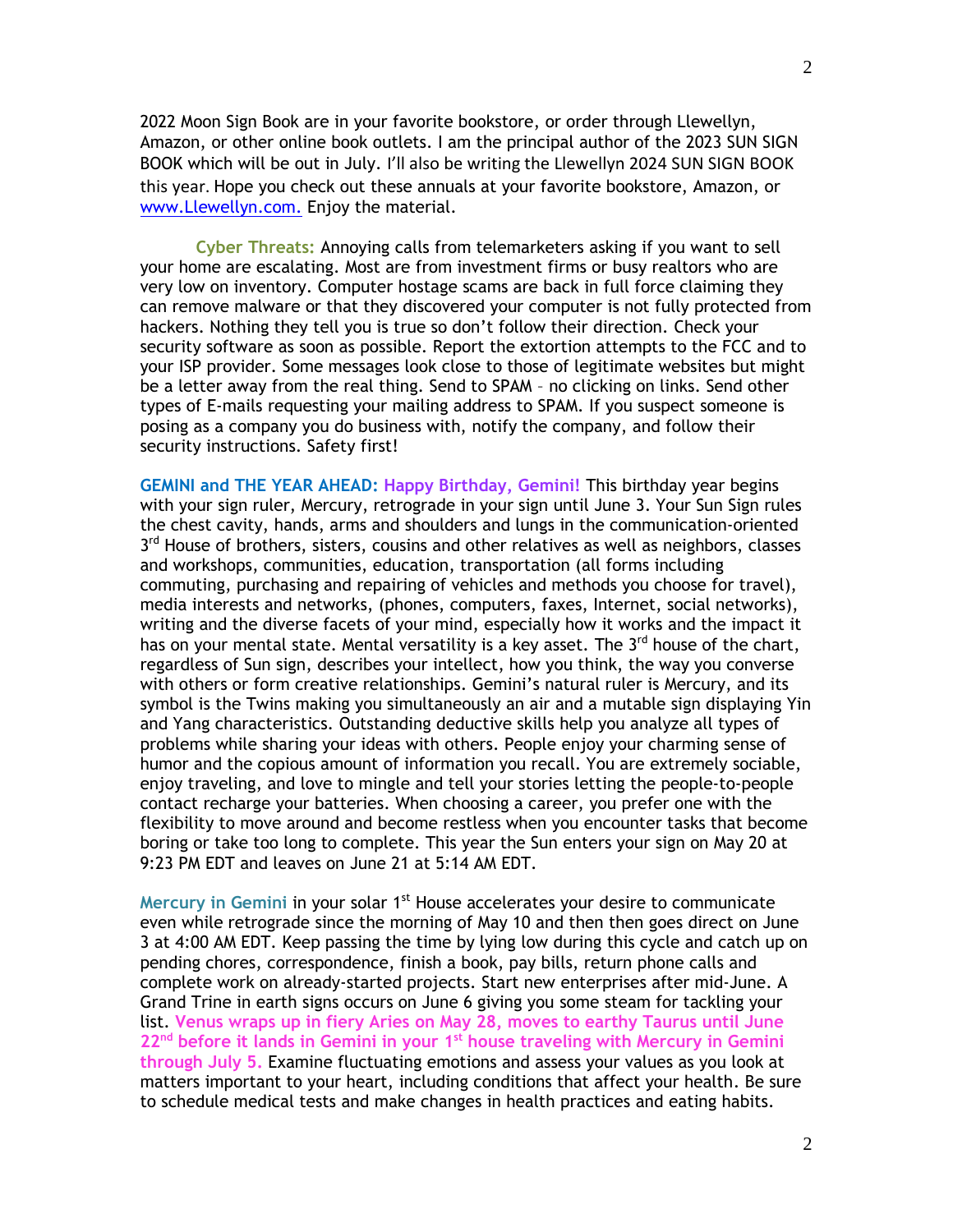2022 Moon Sign Book are in your favorite bookstore, or order through Llewellyn, Amazon, or other online book outlets. I am the principal author of the 2023 SUN SIGN BOOK which will be out in July. I'll also be writing the Llewellyn 2024 SUN SIGN BOOK this year. Hope you check out these annuals at your favorite bookstore, Amazon, or www.Llewellyn.com. Enjoy the material.

**Cyber Threats:** Annoying calls from telemarketers asking if you want to sell your home are escalating. Most are from investment firms or busy realtors who are very low on inventory. Computer hostage scams are back in full force claiming they can remove malware or that they discovered your computer is not fully protected from hackers. Nothing they tell you is true so don't follow their direction. Check your security software as soon as possible. Report the extortion attempts to the FCC and to your ISP provider. Some messages look close to those of legitimate websites but might be a letter away from the real thing. Send to SPAM – no clicking on links. Send other types of E-mails requesting your mailing address to SPAM. If you suspect someone is posing as a company you do business with, notify the company, and follow their security instructions. Safety first!

**GEMINI and THE YEAR AHEAD: Happy Birthday, Gemini!** This birthday year begins with your sign ruler, Mercury, retrograde in your sign until June 3. Your Sun Sign rules the chest cavity, hands, arms and shoulders and lungs in the communication-oriented 3rd House of brothers, sisters, cousins and other relatives as well as neighbors, classes and workshops, communities, education, transportation (all forms including commuting, purchasing and repairing of vehicles and methods you choose for travel), media interests and networks, (phones, computers, faxes, Internet, social networks), writing and the diverse facets of your mind, especially how it works and the impact it has on your mental state. Mental versatility is a key asset. The 3rd house of the chart, regardless of Sun sign, describes your intellect, how you think, the way you converse with others or form creative relationships. Gemini's natural ruler is Mercury, and its symbol is the Twins making you simultaneously an air and a mutable sign displaying Yin and Yang characteristics. Outstanding deductive skills help you analyze all types of problems while sharing your ideas with others. People enjoy your charming sense of humor and the copious amount of information you recall. You are extremely sociable, enjoy traveling, and love to mingle and tell your stories letting the people-to-people contact recharge your batteries. When choosing a career, you prefer one with the flexibility to move around and become restless when you encounter tasks that become boring or take too long to complete. This year the Sun enters your sign on May 20 at 9:23 PM EDT and leaves on June 21 at 5:14 AM EDT.

**Mercury in Gemini** in your solar 1st House accelerates your desire to communicate even while retrograde since the morning of May 10 and then then goes direct on June 3 at 4:00 AM EDT. Keep passing the time by lying low during this cycle and catch up on pending chores, correspondence, finish a book, pay bills, return phone calls and complete work on already-started projects. Start new enterprises after mid-June. A Grand Trine in earth signs occurs on June 6 giving you some steam for tackling your list. **Venus wraps up in fiery Aries on May 28, moves to earthy Taurus until June 22nd before it lands in Gemini in your 1st house traveling with Mercury in Gemini through July 5.** Examine fluctuating emotions and assess your values as you look at matters important to your heart, including conditions that affect your health. Be sure to schedule medical tests and make changes in health practices and eating habits.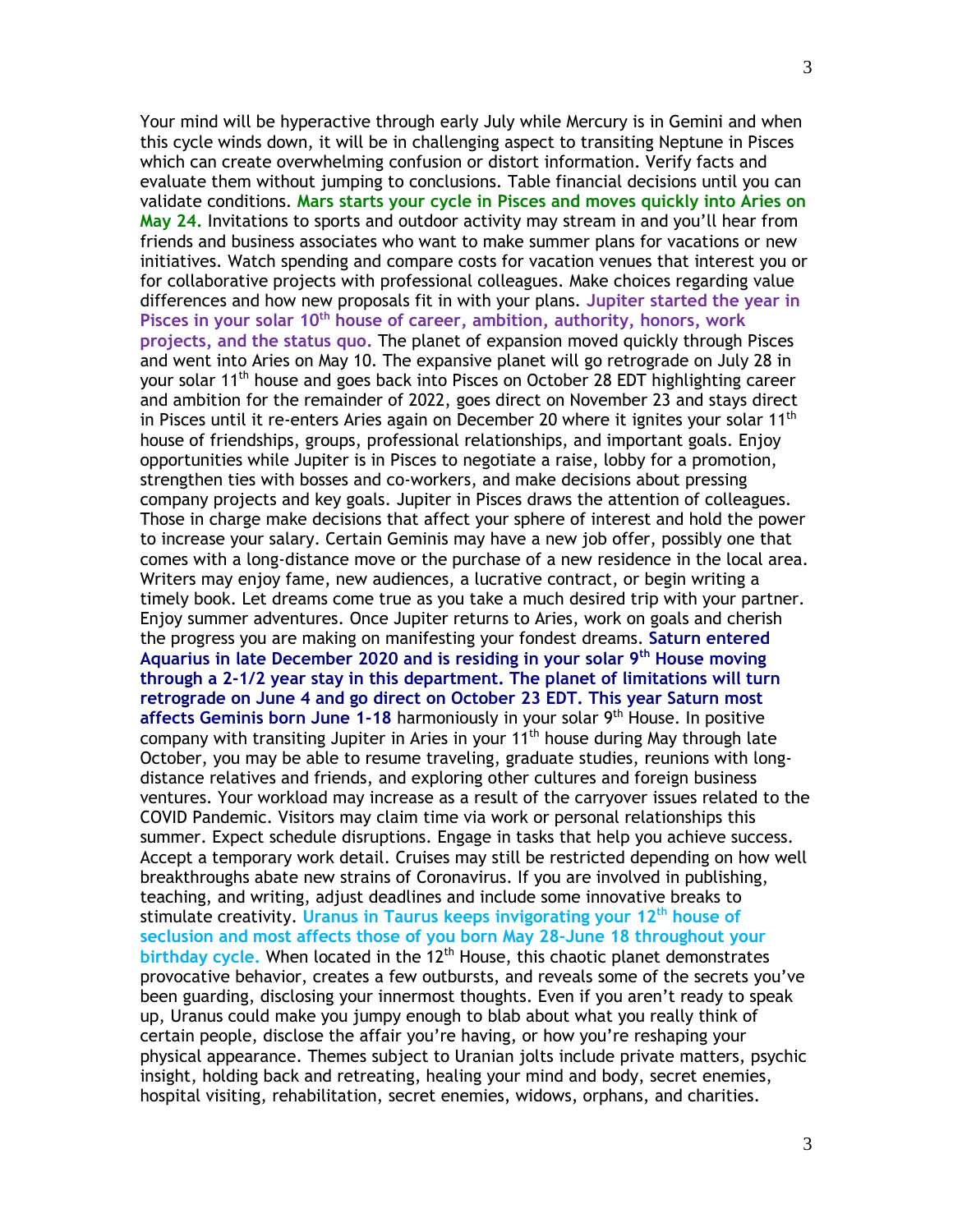Your mind will be hyperactive through early July while Mercury is in Gemini and when this cycle winds down, it will be in challenging aspect to transiting Neptune in Pisces which can create overwhelming confusion or distort information. Verify facts and evaluate them without jumping to conclusions. Table financial decisions until you can validate conditions. **Mars starts your cycle in Pisces and moves quickly into Aries on May 24.** Invitations to sports and outdoor activity may stream in and you'll hear from friends and business associates who want to make summer plans for vacations or new initiatives. Watch spending and compare costs for vacation venues that interest you or for collaborative projects with professional colleagues. Make choices regarding value differences and how new proposals fit in with your plans. **Jupiter started the year in Pisces in your solar 10th house of career, ambition, authority, honors, work projects, and the status quo.** The planet of expansion moved quickly through Pisces and went into Aries on May 10. The expansive planet will go retrograde on July 28 in your solar 11th house and goes back into Pisces on October 28 EDT highlighting career and ambition for the remainder of 2022, goes direct on November 23 and stays direct in Pisces until it re-enters Aries again on December 20 where it ignites your solar 11th house of friendships, groups, professional relationships, and important goals. Enjoy opportunities while Jupiter is in Pisces to negotiate a raise, lobby for a promotion, strengthen ties with bosses and co-workers, and make decisions about pressing company projects and key goals. Jupiter in Pisces draws the attention of colleagues. Those in charge make decisions that affect your sphere of interest and hold the power to increase your salary. Certain Geminis may have a new job offer, possibly one that comes with a long-distance move or the purchase of a new residence in the local area. Writers may enjoy fame, new audiences, a lucrative contract, or begin writing a timely book. Let dreams come true as you take a much desired trip with your partner. Enjoy summer adventures. Once Jupiter returns to Aries, work on goals and cherish the progress you are making on manifesting your fondest dreams. **Saturn entered Aquarius in late December 2020 and is residing in your solar 9th House moving through a 2-1/2 year stay in this department. The planet of limitations will turn retrograde on June 4 and go direct on October 23 EDT. This year Saturn most affects Geminis born June 1-18** harmoniously in your solar 9th House. In positive company with transiting Jupiter in Aries in your 11th house during May through late October, you may be able to resume traveling, graduate studies, reunions with long-distance relatives and friends, and exploring other cultures and foreign business ventures. Your workload may increase as a result of the carryover issues related to the COVID Pandemic. Visitors may claim time via work or personal relationships this summer. Expect schedule disruptions. Engage in tasks that help you achieve success. Accept a temporary work detail. Cruises may still be restricted depending on how well breakthroughs abate new strains of Coronavirus. If you are involved in publishing, teaching, and writing, adjust deadlines and include some innovative breaks to stimulate creativity. **Uranus in Taurus keeps invigorating your 12th house of seclusion and most affects those of you born May 28-June 18 throughout your birthday cycle.** When located in the 12th House, this chaotic planet demonstrates provocative behavior, creates a few outbursts, and reveals some of the secrets you've been guarding, disclosing your innermost thoughts. Even if you aren't ready to speak up, Uranus could make you jumpy enough to blab about what you really think of certain people, disclose the affair you're having, or how you're reshaping your physical appearance. Themes subject to Uranian jolts include private matters, psychic insight, holding back and retreating, healing your mind and body, secret enemies, hospital visiting, rehabilitation, secret enemies, widows, orphans, and charities.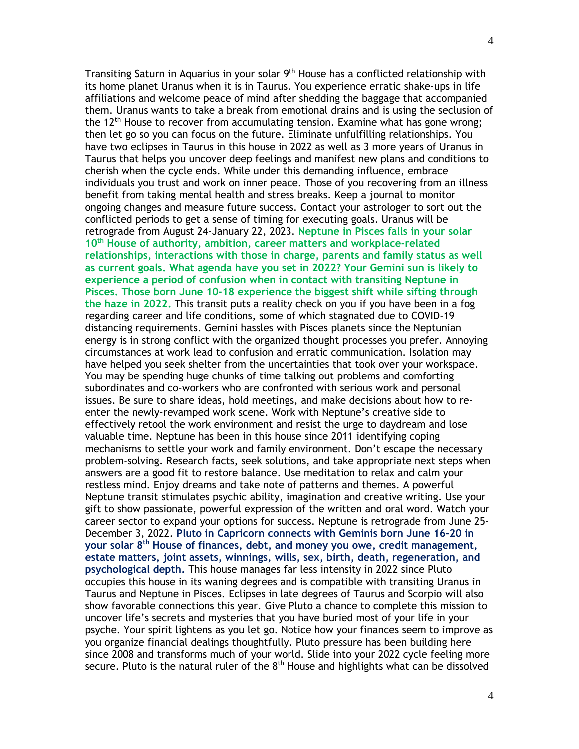Transiting Saturn in Aquarius in your solar 9th House has a conflicted relationship with its home planet Uranus when it is in Taurus. You experience erratic shake-ups in life affiliations and welcome peace of mind after shedding the baggage that accompanied them. Uranus wants to take a break from emotional drains and is using the seclusion of the 12th House to recover from accumulating tension. Examine what has gone wrong; then let go so you can focus on the future. Eliminate unfulfilling relationships. You have two eclipses in Taurus in this house in 2022 as well as 3 more years of Uranus in Taurus that helps you uncover deep feelings and manifest new plans and conditions to cherish when the cycle ends. While under this demanding influence, embrace individuals you trust and work on inner peace. Those of you recovering from an illness benefit from taking mental health and stress breaks. Keep a journal to monitor ongoing changes and measure future success. Contact your astrologer to sort out the conflicted periods to get a sense of timing for executing goals. Uranus will be retrograde from August 24-January 22, 2023. **Neptune in Pisces falls in your solar 10th House of authority, ambition, career matters and workplace-related relationships, interactions with those in charge, parents and family status as well as current goals. What agenda have you set in 2022? Your Gemini sun is likely to experience a period of confusion when in contact with transiting Neptune in Pisces. Those born June 10-18 experience the biggest shift while sifting through the haze in 2022.** This transit puts a reality check on you if you have been in a fog regarding career and life conditions, some of which stagnated due to COVID-19 distancing requirements. Gemini hassles with Pisces planets since the Neptunian energy is in strong conflict with the organized thought processes you prefer. Annoying circumstances at work lead to confusion and erratic communication. Isolation may have helped you seek shelter from the uncertainties that took over your workspace. You may be spending huge chunks of time talking out problems and comforting subordinates and co-workers who are confronted with serious work and personal issues. Be sure to share ideas, hold meetings, and make decisions about how to re-enter the newly-revamped work scene. Work with Neptune's creative side to effectively retool the work environment and resist the urge to daydream and lose valuable time. Neptune has been in this house since 2011 identifying coping mechanisms to settle your work and family environment. Don't escape the necessary problem-solving. Research facts, seek solutions, and take appropriate next steps when answers are a good fit to restore balance. Use meditation to relax and calm your restless mind. Enjoy dreams and take note of patterns and themes. A powerful Neptune transit stimulates psychic ability, imagination and creative writing. Use your gift to show passionate, powerful expression of the written and oral word. Watch your career sector to expand your options for success. Neptune is retrograde from June 25-December 3, 2022. **Pluto in Capricorn connects with Geminis born June 16-20 in your solar 8th House of finances, debt, and money you owe, credit management, estate matters, joint assets, winnings, wills, sex, birth, death, regeneration, and psychological depth.** This house manages far less intensity in 2022 since Pluto occupies this house in its waning degrees and is compatible with transiting Uranus in Taurus and Neptune in Pisces. Eclipses in late degrees of Taurus and Scorpio will also show favorable connections this year. Give Pluto a chance to complete this mission to uncover life's secrets and mysteries that you have buried most of your life in your psyche. Your spirit lightens as you let go. Notice how your finances seem to improve as you organize financial dealings thoughtfully. Pluto pressure has been building here since 2008 and transforms much of your world. Slide into your 2022 cycle feeling more secure. Pluto is the natural ruler of the 8th House and highlights what can be dissolved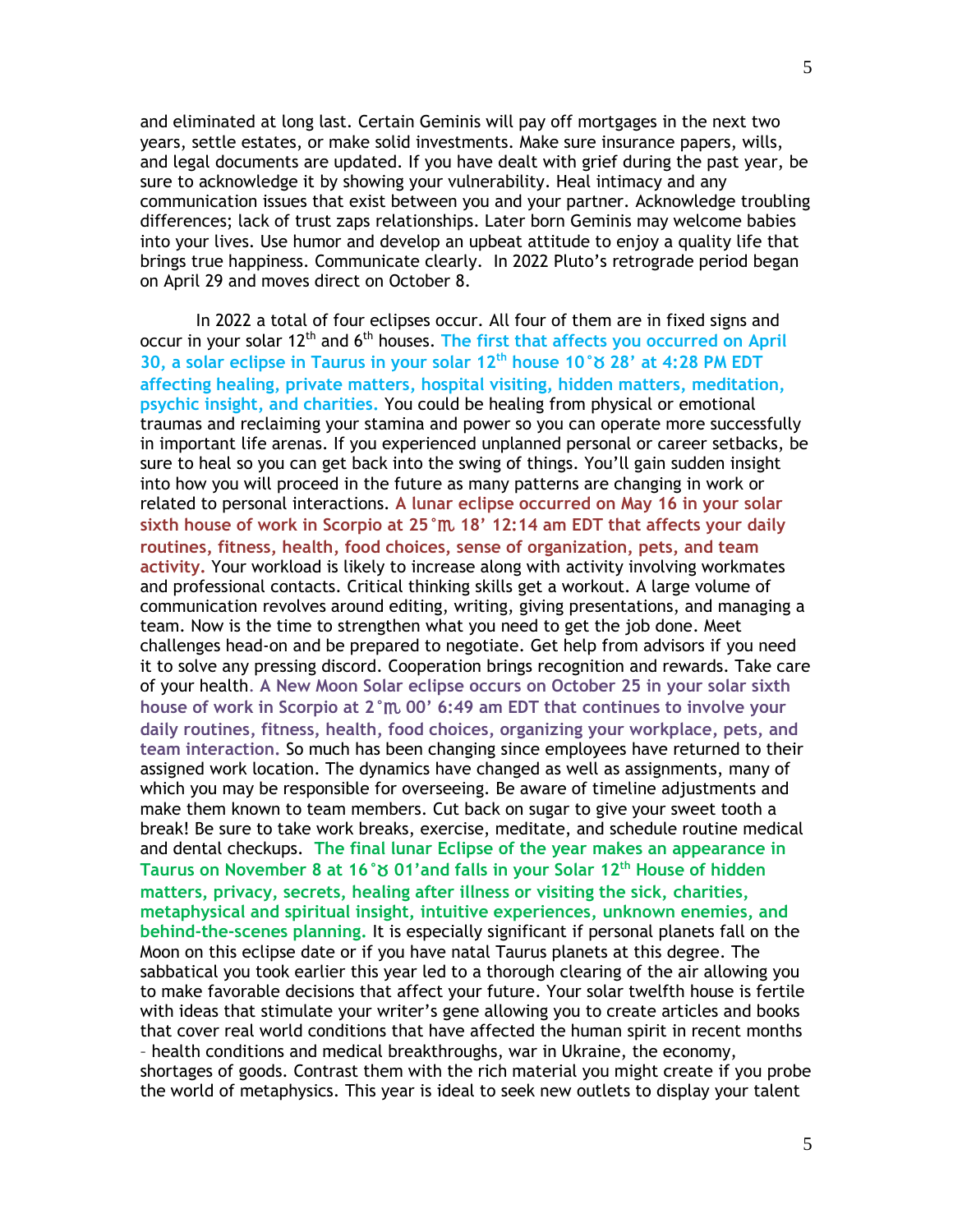and eliminated at long last. Certain Geminis will pay off mortgages in the next two years, settle estates, or make solid investments. Make sure insurance papers, wills, and legal documents are updated. If you have dealt with grief during the past year, be sure to acknowledge it by showing your vulnerability. Heal intimacy and any communication issues that exist between you and your partner. Acknowledge troubling differences; lack of trust zaps relationships. Later born Geminis may welcome babies into your lives. Use humor and develop an upbeat attitude to enjoy a quality life that brings true happiness. Communicate clearly. In 2022 Pluto's retrograde period began on April 29 and moves direct on October 8.

In 2022 a total of four eclipses occur. All four of them are in fixed signs and occur in your solar 12th and 6th houses. **The first that affects you occurred on April 30, a solar eclipse in Taurus in your solar 12th house 10°♉ 28' at 4:28 PM EDT affecting healing, private matters, hospital visiting, hidden matters, meditation, psychic insight, and charities.** You could be healing from physical or emotional traumas and reclaiming your stamina and power so you can operate more successfully in important life arenas. If you experienced unplanned personal or career setbacks, be sure to heal so you can get back into the swing of things. You'll gain sudden insight into how you will proceed in the future as many patterns are changing in work or related to personal interactions. **A lunar eclipse occurred on May 16 in your solar sixth house of work in Scorpio at 25°♏ 18' 12:14 am EDT that affects your daily routines, fitness, health, food choices, sense of organization, pets, and team activity.** Your workload is likely to increase along with activity involving workmates and professional contacts. Critical thinking skills get a workout. A large volume of communication revolves around editing, writing, giving presentations, and managing a team. Now is the time to strengthen what you need to get the job done. Meet challenges head-on and be prepared to negotiate. Get help from advisors if you need it to solve any pressing discord. Cooperation brings recognition and rewards. Take care of your health. **A New Moon Solar eclipse occurs on October 25 in your solar sixth house of work in Scorpio at 2°♏ 00' 6:49 am EDT that continues to involve your daily routines, fitness, health, food choices, organizing your workplace, pets, and team interaction.** So much has been changing since employees have returned to their assigned work location. The dynamics have changed as well as assignments, many of which you may be responsible for overseeing. Be aware of timeline adjustments and make them known to team members. Cut back on sugar to give your sweet tooth a break! Be sure to take work breaks, exercise, meditate, and schedule routine medical and dental checkups. **The final lunar Eclipse of the year makes an appearance in Taurus on November 8 at 16°♉ 01'and falls in your Solar 12th House of hidden matters, privacy, secrets, healing after illness or visiting the sick, charities, metaphysical and spiritual insight, intuitive experiences, unknown enemies, and behind-the-scenes planning.** It is especially significant if personal planets fall on the Moon on this eclipse date or if you have natal Taurus planets at this degree. The sabbatical you took earlier this year led to a thorough clearing of the air allowing you to make favorable decisions that affect your future. Your solar twelfth house is fertile with ideas that stimulate your writer's gene allowing you to create articles and books that cover real world conditions that have affected the human spirit in recent months – health conditions and medical breakthroughs, war in Ukraine, the economy, shortages of goods. Contrast them with the rich material you might create if you probe the world of metaphysics. This year is ideal to seek new outlets to display your talent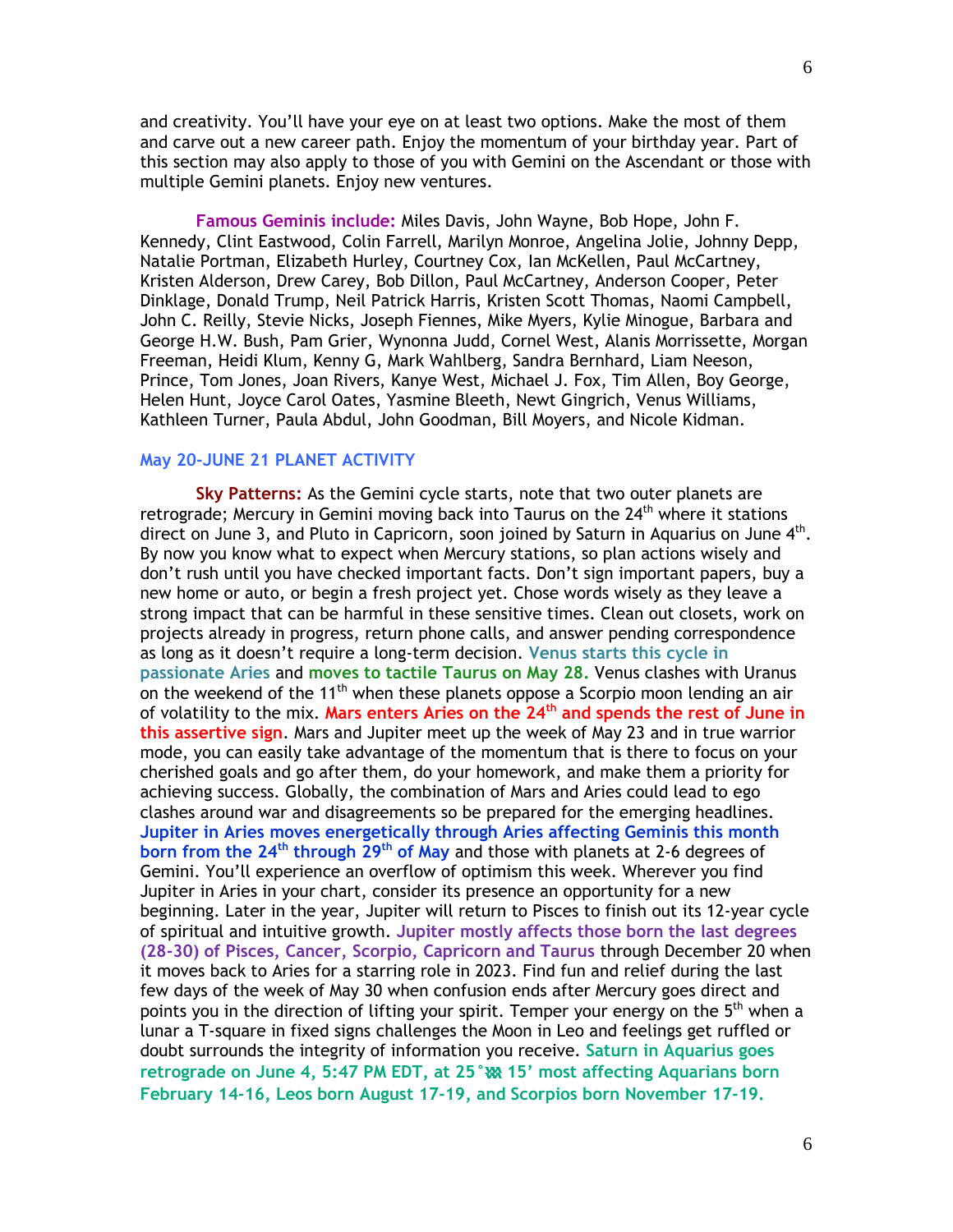and creativity. You'll have your eye on at least two options. Make the most of them and carve out a new career path. Enjoy the momentum of your birthday year. Part of this section may also apply to those of you with Gemini on the Ascendant or those with multiple Gemini planets. Enjoy new ventures.

**Famous Geminis include:** Miles Davis, John Wayne, Bob Hope, John F. Kennedy, Clint Eastwood, Colin Farrell, Marilyn Monroe, Angelina Jolie, Johnny Depp, Natalie Portman, Elizabeth Hurley, Courtney Cox, Ian McKellen, Paul McCartney, Kristen Alderson, Drew Carey, Bob Dillon, Paul McCartney, Anderson Cooper, Peter Dinklage, Donald Trump, Neil Patrick Harris, Kristen Scott Thomas, Naomi Campbell, John C. Reilly, Stevie Nicks, Joseph Fiennes, Mike Myers, Kylie Minogue, Barbara and George H.W. Bush, Pam Grier, Wynonna Judd, Cornel West, Alanis Morrissette, Morgan Freeman, Heidi Klum, Kenny G, Mark Wahlberg, Sandra Bernhard, Liam Neeson, Prince, Tom Jones, Joan Rivers, Kanye West, Michael J. Fox, Tim Allen, Boy George, Helen Hunt, Joyce Carol Oates, Yasmine Bleeth, Newt Gingrich, Venus Williams, Kathleen Turner, Paula Abdul, John Goodman, Bill Moyers, and Nicole Kidman.

## May 20-JUNE 21 PLANET ACTIVITY

**Sky Patterns:** As the Gemini cycle starts, note that two outer planets are retrograde; Mercury in Gemini moving back into Taurus on the 24th where it stations direct on June 3, and Pluto in Capricorn, soon joined by Saturn in Aquarius on June 4th. By now you know what to expect when Mercury stations, so plan actions wisely and don't rush until you have checked important facts. Don't sign important papers, buy a new home or auto, or begin a fresh project yet. Chose words wisely as they leave a strong impact that can be harmful in these sensitive times. Clean out closets, work on projects already in progress, return phone calls, and answer pending correspondence as long as it doesn't require a long-term decision. **Venus starts this cycle in passionate Aries** and **moves to tactile Taurus on May 28.** Venus clashes with Uranus on the weekend of the 11th when these planets oppose a Scorpio moon lending an air of volatility to the mix. **Mars enters Aries on the 24th and spends the rest of June in this assertive sign**. Mars and Jupiter meet up the week of May 23 and in true warrior mode, you can easily take advantage of the momentum that is there to focus on your cherished goals and go after them, do your homework, and make them a priority for achieving success. Globally, the combination of Mars and Aries could lead to ego clashes around war and disagreements so be prepared for the emerging headlines. **Jupiter in Aries moves energetically through Aries affecting Geminis this month born from the 24th through 29th of May** and those with planets at 2-6 degrees of Gemini. You'll experience an overflow of optimism this week. Wherever you find Jupiter in Aries in your chart, consider its presence an opportunity for a new beginning. Later in the year, Jupiter will return to Pisces to finish out its 12-year cycle of spiritual and intuitive growth. **Jupiter mostly affects those born the last degrees (28-30) of Pisces, Cancer, Scorpio, Capricorn and Taurus** through December 20 when it moves back to Aries for a starring role in 2023. Find fun and relief during the last few days of the week of May 30 when confusion ends after Mercury goes direct and points you in the direction of lifting your spirit. Temper your energy on the 5th when a lunar a T-square in fixed signs challenges the Moon in Leo and feelings get ruffled or doubt surrounds the integrity of information you receive. **Saturn in Aquarius goes retrograde on June 4, 5:47 PM EDT, at 25°♒ 15' most affecting Aquarians born February 14-16, Leos born August 17-19, and Scorpios born November 17-19.**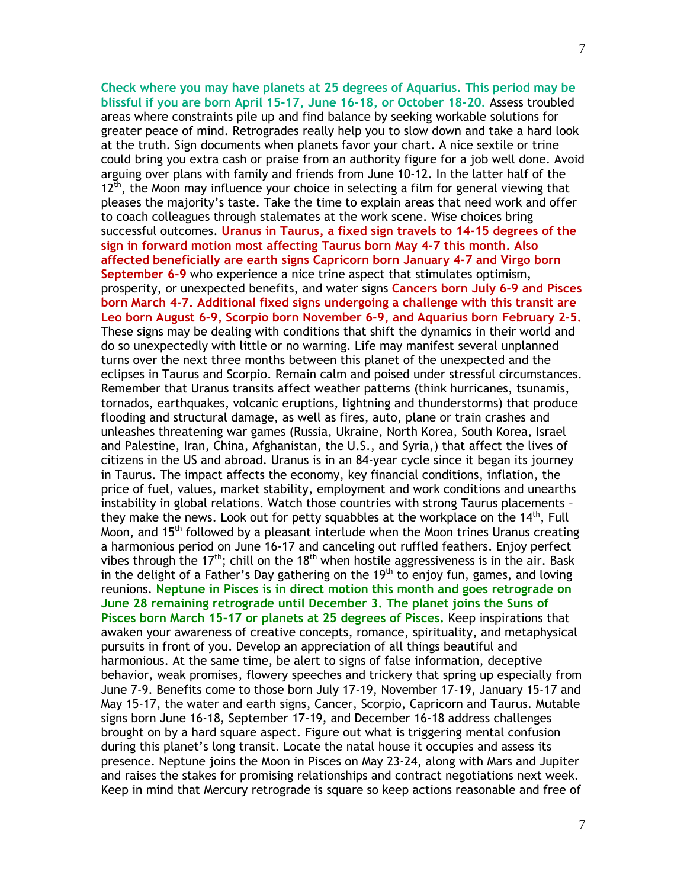**Check where you may have planets at 25 degrees of Aquarius. This period may be blissful if you are born April 15-17, June 16-18, or October 18-20.** Assess troubled areas where constraints pile up and find balance by seeking workable solutions for greater peace of mind. Retrogrades really help you to slow down and take a hard look at the truth. Sign documents when planets favor your chart. A nice sextile or trine could bring you extra cash or praise from an authority figure for a job well done. Avoid arguing over plans with family and friends from June 10-12. In the latter half of the 12th, the Moon may influence your choice in selecting a film for general viewing that pleases the majority's taste. Take the time to explain areas that need work and offer to coach colleagues through stalemates at the work scene. Wise choices bring successful outcomes. **Uranus in Taurus, a fixed sign travels to 14-15 degrees of the sign in forward motion most affecting Taurus born May 4-7 this month. Also affected beneficially are earth signs Capricorn born January 4-7 and Virgo born September 6-9** who experience a nice trine aspect that stimulates optimism, prosperity, or unexpected benefits, and water signs **Cancers born July 6-9 and Pisces born March 4-7. Additional fixed signs undergoing a challenge with this transit are Leo born August 6-9, Scorpio born November 6-9, and Aquarius born February 2-5.** These signs may be dealing with conditions that shift the dynamics in their world and do so unexpectedly with little or no warning. Life may manifest several unplanned turns over the next three months between this planet of the unexpected and the eclipses in Taurus and Scorpio. Remain calm and poised under stressful circumstances. Remember that Uranus transits affect weather patterns (think hurricanes, tsunamis, tornados, earthquakes, volcanic eruptions, lightning and thunderstorms) that produce flooding and structural damage, as well as fires, auto, plane or train crashes and unleashes threatening war games (Russia, Ukraine, North Korea, South Korea, Israel and Palestine, Iran, China, Afghanistan, the U.S., and Syria,) that affect the lives of citizens in the US and abroad. Uranus is in an 84-year cycle since it began its journey in Taurus. The impact affects the economy, key financial conditions, inflation, the price of fuel, values, market stability, employment and work conditions and unearths instability in global relations. Watch those countries with strong Taurus placements – they make the news. Look out for petty squabbles at the workplace on the 14th, Full Moon, and 15th followed by a pleasant interlude when the Moon trines Uranus creating a harmonious period on June 16-17 and canceling out ruffled feathers. Enjoy perfect vibes through the 17th; chill on the 18th when hostile aggressiveness is in the air. Bask in the delight of a Father's Day gathering on the 19th to enjoy fun, games, and loving reunions. **Neptune in Pisces is in direct motion this month and goes retrograde on June 28 remaining retrograde until December 3. The planet joins the Suns of Pisces born March 15-17 or planets at 25 degrees of Pisces.** Keep inspirations that awaken your awareness of creative concepts, romance, spirituality, and metaphysical pursuits in front of you. Develop an appreciation of all things beautiful and harmonious. At the same time, be alert to signs of false information, deceptive behavior, weak promises, flowery speeches and trickery that spring up especially from June 7-9. Benefits come to those born July 17-19, November 17-19, January 15-17 and May 15-17, the water and earth signs, Cancer, Scorpio, Capricorn and Taurus. Mutable signs born June 16-18, September 17-19, and December 16-18 address challenges brought on by a hard square aspect. Figure out what is triggering mental confusion during this planet's long transit. Locate the natal house it occupies and assess its presence. Neptune joins the Moon in Pisces on May 23-24, along with Mars and Jupiter and raises the stakes for promising relationships and contract negotiations next week. Keep in mind that Mercury retrograde is square so keep actions reasonable and free of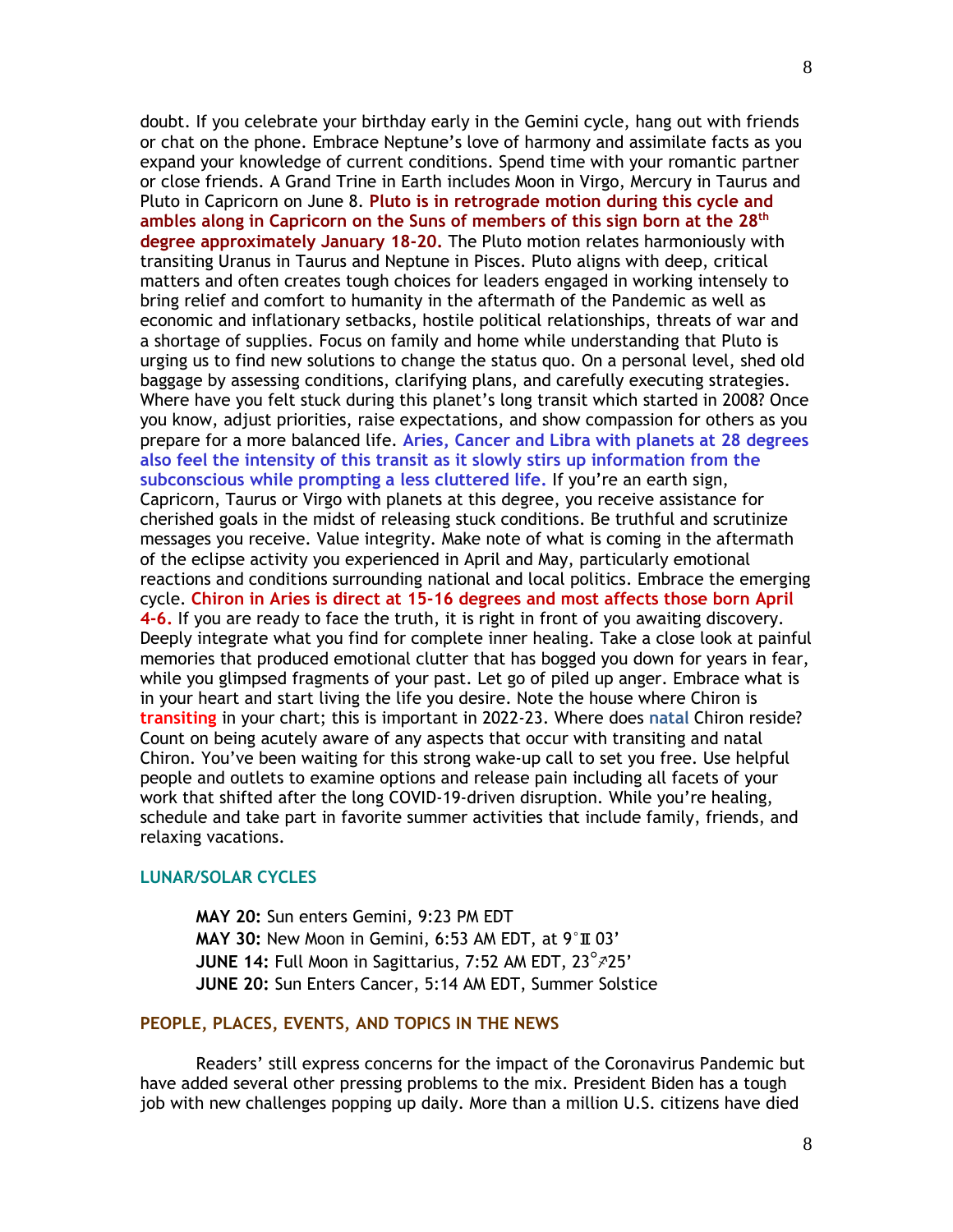doubt. If you celebrate your birthday early in the Gemini cycle, hang out with friends or chat on the phone. Embrace Neptune's love of harmony and assimilate facts as you expand your knowledge of current conditions. Spend time with your romantic partner or close friends. A Grand Trine in Earth includes Moon in Virgo, Mercury in Taurus and Pluto in Capricorn on June 8. **Pluto is in retrograde motion during this cycle and ambles along in Capricorn on the Suns of members of this sign born at the 28th degree approximately January 18-20.** The Pluto motion relates harmoniously with transiting Uranus in Taurus and Neptune in Pisces. Pluto aligns with deep, critical matters and often creates tough choices for leaders engaged in working intensely to bring relief and comfort to humanity in the aftermath of the Pandemic as well as economic and inflationary setbacks, hostile political relationships, threats of war and a shortage of supplies. Focus on family and home while understanding that Pluto is urging us to find new solutions to change the status quo. On a personal level, shed old baggage by assessing conditions, clarifying plans, and carefully executing strategies. Where have you felt stuck during this planet's long transit which started in 2008? Once you know, adjust priorities, raise expectations, and show compassion for others as you prepare for a more balanced life. **Aries, Cancer and Libra with planets at 28 degrees also feel the intensity of this transit as it slowly stirs up information from the subconscious while prompting a less cluttered life.** If you're an earth sign, Capricorn, Taurus or Virgo with planets at this degree, you receive assistance for cherished goals in the midst of releasing stuck conditions. Be truthful and scrutinize messages you receive. Value integrity. Make note of what is coming in the aftermath of the eclipse activity you experienced in April and May, particularly emotional reactions and conditions surrounding national and local politics. Embrace the emerging cycle. **Chiron in Aries is direct at 15-16 degrees and most affects those born April 4-6.** If you are ready to face the truth, it is right in front of you awaiting discovery. Deeply integrate what you find for complete inner healing. Take a close look at painful memories that produced emotional clutter that has bogged you down for years in fear, while you glimpsed fragments of your past. Let go of piled up anger. Embrace what is in your heart and start living the life you desire. Note the house where Chiron is **transiting** in your chart; this is important in 2022-23. Where does **natal** Chiron reside? Count on being acutely aware of any aspects that occur with transiting and natal Chiron. You've been waiting for this strong wake-up call to set you free. Use helpful people and outlets to examine options and release pain including all facets of your work that shifted after the long COVID-19-driven disruption. While you're healing, schedule and take part in favorite summer activities that include family, friends, and relaxing vacations.

## LUNAR/SOLAR CYCLES

**MAY 20:** Sun enters Gemini, 9:23 PM EDT
**MAY 30:** New Moon in Gemini, 6:53 AM EDT, at 9°♊03'
**JUNE 14:** Full Moon in Sagittarius, 7:52 AM EDT, 23°♐25'
**JUNE 20:** Sun Enters Cancer, 5:14 AM EDT, Summer Solstice

## PEOPLE, PLACES, EVENTS, AND TOPICS IN THE NEWS

Readers' still express concerns for the impact of the Coronavirus Pandemic but have added several other pressing problems to the mix. President Biden has a tough job with new challenges popping up daily. More than a million U.S. citizens have died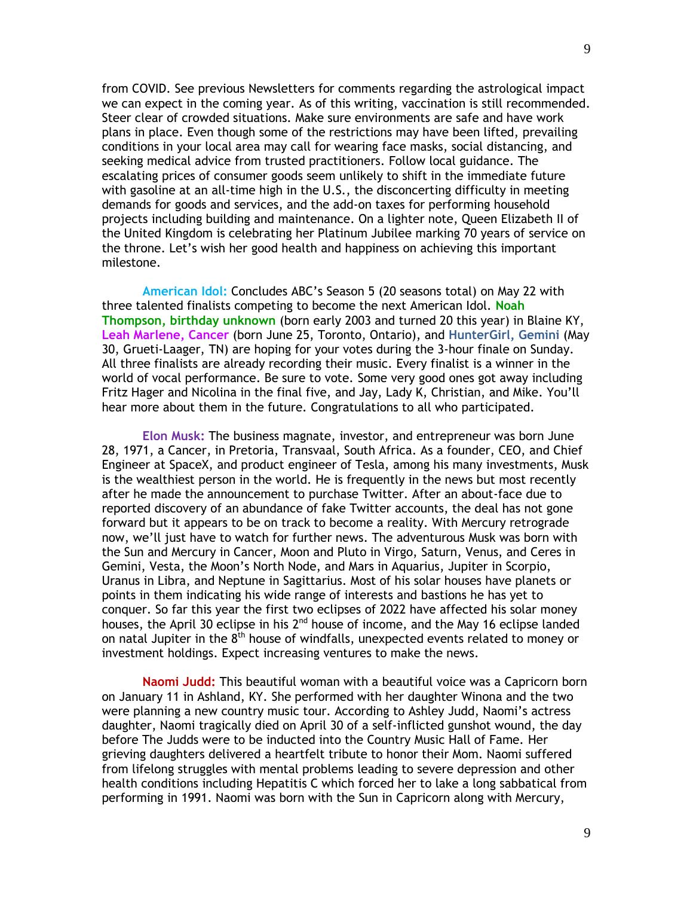from COVID. See previous Newsletters for comments regarding the astrological impact we can expect in the coming year. As of this writing, vaccination is still recommended. Steer clear of crowded situations. Make sure environments are safe and have work plans in place. Even though some of the restrictions may have been lifted, prevailing conditions in your local area may call for wearing face masks, social distancing, and seeking medical advice from trusted practitioners. Follow local guidance. The escalating prices of consumer goods seem unlikely to shift in the immediate future with gasoline at an all-time high in the U.S., the disconcerting difficulty in meeting demands for goods and services, and the add-on taxes for performing household projects including building and maintenance. On a lighter note, Queen Elizabeth II of the United Kingdom is celebrating her Platinum Jubilee marking 70 years of service on the throne. Let's wish her good health and happiness on achieving this important milestone.

**American Idol:** Concludes ABC's Season 5 (20 seasons total) on May 22 with three talented finalists competing to become the next American Idol. **Noah Thompson, birthday unknown** (born early 2003 and turned 20 this year) in Blaine KY, **Leah Marlene, Cancer** (born June 25, Toronto, Ontario), and **HunterGirl, Gemini** (May 30, Grueti-Laager, TN) are hoping for your votes during the 3-hour finale on Sunday. All three finalists are already recording their music. Every finalist is a winner in the world of vocal performance. Be sure to vote. Some very good ones got away including Fritz Hager and Nicolina in the final five, and Jay, Lady K, Christian, and Mike. You'll hear more about them in the future. Congratulations to all who participated.

**Elon Musk:** The business magnate, investor, and entrepreneur was born June 28, 1971, a Cancer, in Pretoria, Transvaal, South Africa. As a founder, CEO, and Chief Engineer at SpaceX, and product engineer of Tesla, among his many investments, Musk is the wealthiest person in the world. He is frequently in the news but most recently after he made the announcement to purchase Twitter. After an about-face due to reported discovery of an abundance of fake Twitter accounts, the deal has not gone forward but it appears to be on track to become a reality. With Mercury retrograde now, we'll just have to watch for further news. The adventurous Musk was born with the Sun and Mercury in Cancer, Moon and Pluto in Virgo, Saturn, Venus, and Ceres in Gemini, Vesta, the Moon's North Node, and Mars in Aquarius, Jupiter in Scorpio, Uranus in Libra, and Neptune in Sagittarius. Most of his solar houses have planets or points in them indicating his wide range of interests and bastions he has yet to conquer. So far this year the first two eclipses of 2022 have affected his solar money houses, the April 30 eclipse in his 2nd house of income, and the May 16 eclipse landed on natal Jupiter in the 8th house of windfalls, unexpected events related to money or investment holdings. Expect increasing ventures to make the news.

**Naomi Judd:** This beautiful woman with a beautiful voice was a Capricorn born on January 11 in Ashland, KY. She performed with her daughter Winona and the two were planning a new country music tour. According to Ashley Judd, Naomi's actress daughter, Naomi tragically died on April 30 of a self-inflicted gunshot wound, the day before The Judds were to be inducted into the Country Music Hall of Fame. Her grieving daughters delivered a heartfelt tribute to honor their Mom. Naomi suffered from lifelong struggles with mental problems leading to severe depression and other health conditions including Hepatitis C which forced her to lake a long sabbatical from performing in 1991. Naomi was born with the Sun in Capricorn along with Mercury,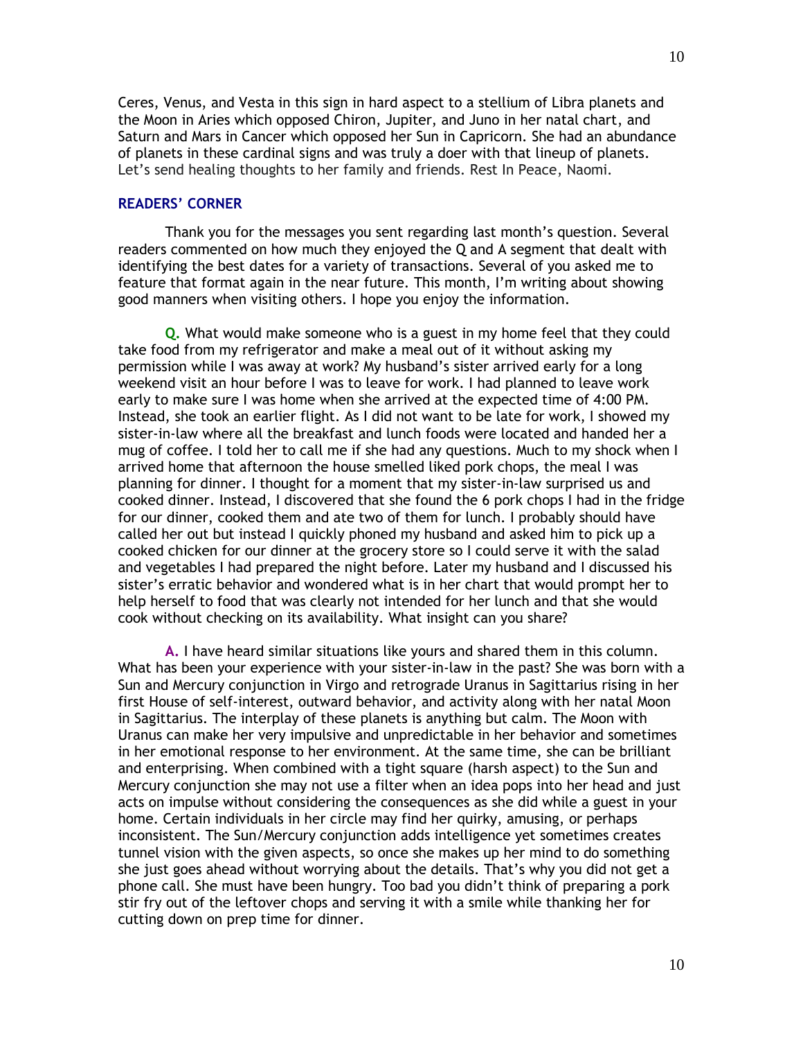Ceres, Venus, and Vesta in this sign in hard aspect to a stellium of Libra planets and the Moon in Aries which opposed Chiron, Jupiter, and Juno in her natal chart, and Saturn and Mars in Cancer which opposed her Sun in Capricorn. She had an abundance of planets in these cardinal signs and was truly a doer with that lineup of planets. Let's send healing thoughts to her family and friends. Rest In Peace, Naomi.

## READERS' CORNER

Thank you for the messages you sent regarding last month's question. Several readers commented on how much they enjoyed the Q and A segment that dealt with identifying the best dates for a variety of transactions. Several of you asked me to feature that format again in the near future. This month, I'm writing about showing good manners when visiting others. I hope you enjoy the information.

**Q.** What would make someone who is a guest in my home feel that they could take food from my refrigerator and make a meal out of it without asking my permission while I was away at work? My husband's sister arrived early for a long weekend visit an hour before I was to leave for work. I had planned to leave work early to make sure I was home when she arrived at the expected time of 4:00 PM. Instead, she took an earlier flight. As I did not want to be late for work, I showed my sister-in-law where all the breakfast and lunch foods were located and handed her a mug of coffee. I told her to call me if she had any questions. Much to my shock when I arrived home that afternoon the house smelled liked pork chops, the meal I was planning for dinner. I thought for a moment that my sister-in-law surprised us and cooked dinner. Instead, I discovered that she found the 6 pork chops I had in the fridge for our dinner, cooked them and ate two of them for lunch. I probably should have called her out but instead I quickly phoned my husband and asked him to pick up a cooked chicken for our dinner at the grocery store so I could serve it with the salad and vegetables I had prepared the night before. Later my husband and I discussed his sister's erratic behavior and wondered what is in her chart that would prompt her to help herself to food that was clearly not intended for her lunch and that she would cook without checking on its availability. What insight can you share?

**A.** I have heard similar situations like yours and shared them in this column. What has been your experience with your sister-in-law in the past? She was born with a Sun and Mercury conjunction in Virgo and retrograde Uranus in Sagittarius rising in her first House of self-interest, outward behavior, and activity along with her natal Moon in Sagittarius. The interplay of these planets is anything but calm. The Moon with Uranus can make her very impulsive and unpredictable in her behavior and sometimes in her emotional response to her environment. At the same time, she can be brilliant and enterprising. When combined with a tight square (harsh aspect) to the Sun and Mercury conjunction she may not use a filter when an idea pops into her head and just acts on impulse without considering the consequences as she did while a guest in your home. Certain individuals in her circle may find her quirky, amusing, or perhaps inconsistent. The Sun/Mercury conjunction adds intelligence yet sometimes creates tunnel vision with the given aspects, so once she makes up her mind to do something she just goes ahead without worrying about the details. That's why you did not get a phone call. She must have been hungry. Too bad you didn't think of preparing a pork stir fry out of the leftover chops and serving it with a smile while thanking her for cutting down on prep time for dinner.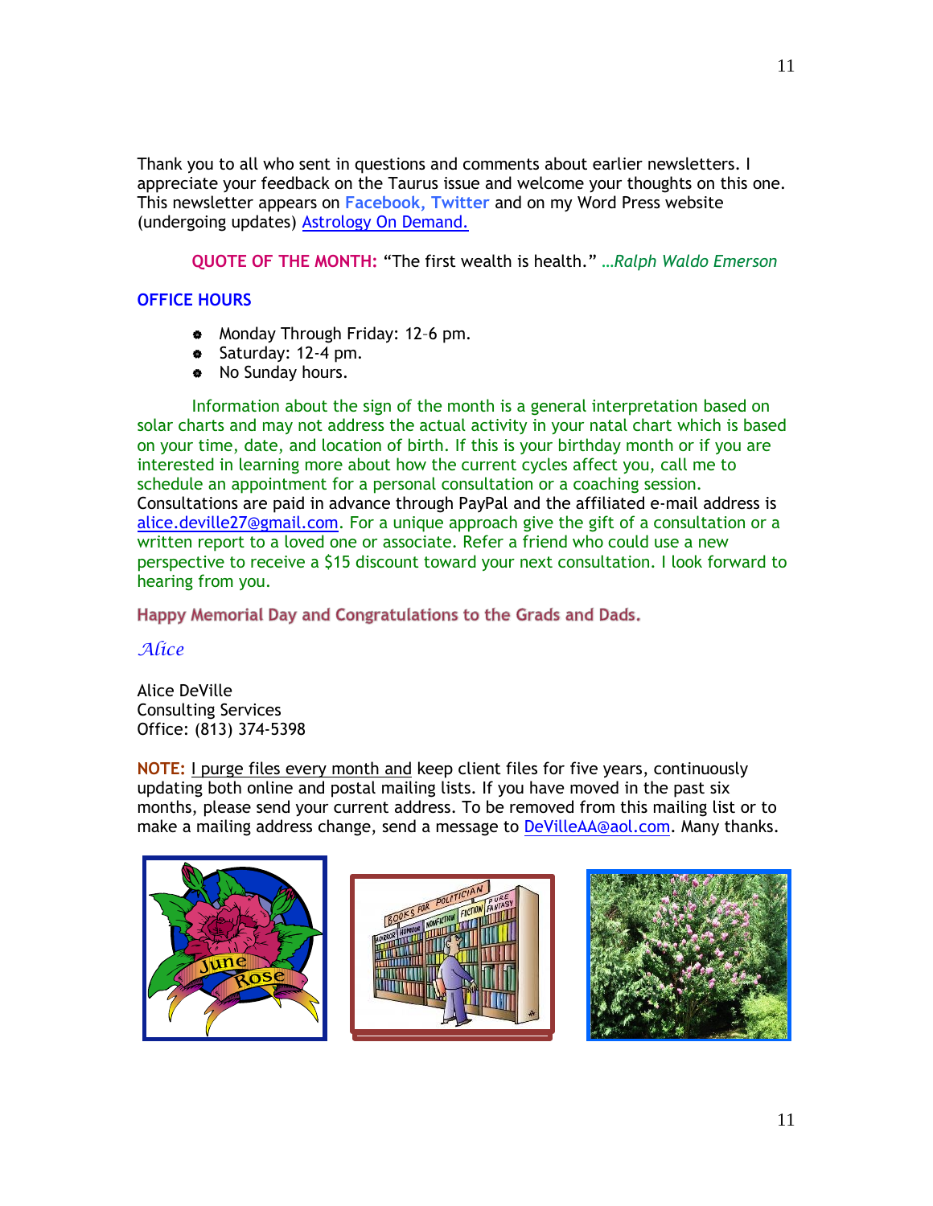Thank you to all who sent in questions and comments about earlier newsletters. I appreciate your feedback on the Taurus issue and welcome your thoughts on this one. This newsletter appears on **Facebook, Twitter** and on my Word Press website (undergoing updates) Astrology On Demand.

**QUOTE OF THE MONTH:** "The first wealth is health." *…Ralph Waldo Emerson*

## OFFICE HOURS

- Monday Through Friday: 12–6 pm.
- Saturday: 12-4 pm.
- No Sunday hours.

Information about the sign of the month is a general interpretation based on solar charts and may not address the actual activity in your natal chart which is based on your time, date, and location of birth. If this is your birthday month or if you are interested in learning more about how the current cycles affect you, call me to schedule an appointment for a personal consultation or a coaching session. Consultations are paid in advance through PayPal and the affiliated e-mail address is alice.deville27@gmail.com. For a unique approach give the gift of a consultation or a written report to a loved one or associate. Refer a friend who could use a new perspective to receive a $15 discount toward your next consultation. I look forward to hearing from you.

**Happy Memorial Day and Congratulations to the Grads and Dads.**

*Alice*

Alice DeVille
Consulting Services
Office: (813) 374-5398

**NOTE:** I purge files every month and keep client files for five years, continuously updating both online and postal mailing lists. If you have moved in the past six months, please send your current address. To be removed from this mailing list or to make a mailing address change, send a message to DeVilleAA@aol.com. Many thanks.